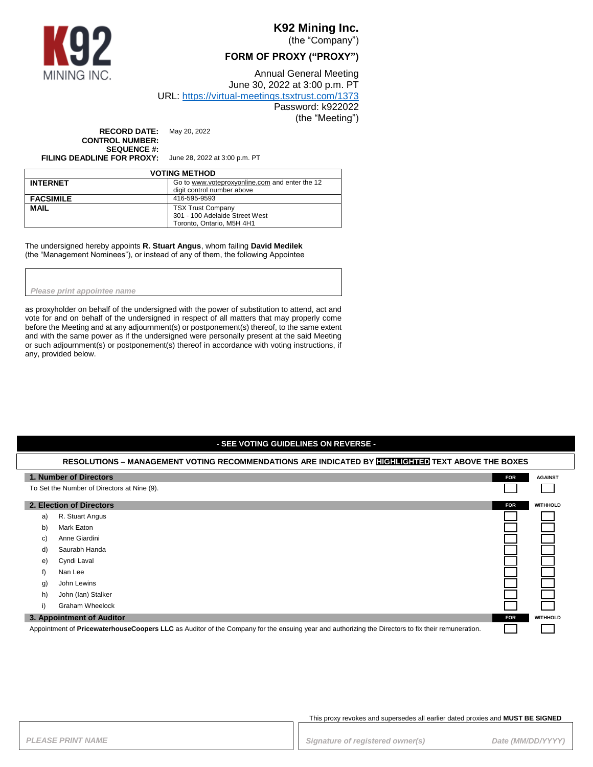# K92 Mining Inc.

(the "Company")

## FORM OF PROXY ("PROXY")

Annual General Meeting
June 30, 2022 at 3:00 p.m. PT
URL: https://virtual-meetings.tsxtrust.com/1373
Password: k922022
(the "Meeting")

**RECORD DATE:** May 20, 2022
**CONTROL NUMBER:**
**SEQUENCE #:**
**FILING DEADLINE FOR PROXY:** June 28, 2022 at 3:00 p.m. PT

| VOTING METHOD | |
|---|---|
| **INTERNET** | Go to www.voteproxyonline.com and enter the 12 digit control number above |
| **FACSIMILE** | 416-595-9593 |
| **MAIL** | TSX Trust Company<br>301 - 100 Adelaide Street West<br>Toronto, Ontario, M5H 4H1 |

The undersigned hereby appoints **R. Stuart Angus**, whom failing **David Medilek** (the "Management Nominees"), or instead of any of them, the following Appointee

*Please print appointee name*

as proxyholder on behalf of the undersigned with the power of substitution to attend, act and vote for and on behalf of the undersigned in respect of all matters that may properly come before the Meeting and at any adjournment(s) or postponement(s) thereof, to the same extent and with the same power as if the undersigned were personally present at the said Meeting or such adjournment(s) or postponement(s) thereof in accordance with voting instructions, if any, provided below.

**- SEE VOTING GUIDELINES ON REVERSE -**

**RESOLUTIONS – MANAGEMENT VOTING RECOMMENDATIONS ARE INDICATED BY HIGHLIGHTED TEXT ABOVE THE BOXES**

| 1. Number of Directors | FOR | AGAINST |
|---|---|---|
| To Set the Number of Directors at Nine (9). | ☐ | ☐ |

| 2. Election of Directors | FOR | WITHHOLD |
|---|---|---|
| a) R. Stuart Angus | ☐ | ☐ |
| b) Mark Eaton | ☐ | ☐ |
| c) Anne Giardini | ☐ | ☐ |
| d) Saurabh Handa | ☐ | ☐ |
| e) Cyndi Laval | ☐ | ☐ |
| f) Nan Lee | ☐ | ☐ |
| g) John Lewins | ☐ | ☐ |
| h) John (Ian) Stalker | ☐ | ☐ |
| i) Graham Wheelock | ☐ | ☐ |

| 3. Appointment of Auditor | FOR | WITHHOLD |
|---|---|---|
| Appointment of **PricewaterhouseCoopers LLC** as Auditor of the Company for the ensuing year and authorizing the Directors to fix their remuneration. | ☐ | ☐ |

This proxy revokes and supersedes all earlier dated proxies and **MUST BE SIGNED**

*PLEASE PRINT NAME*

*Signature of registered owner(s)*

*Date (MM/DD/YYYY)*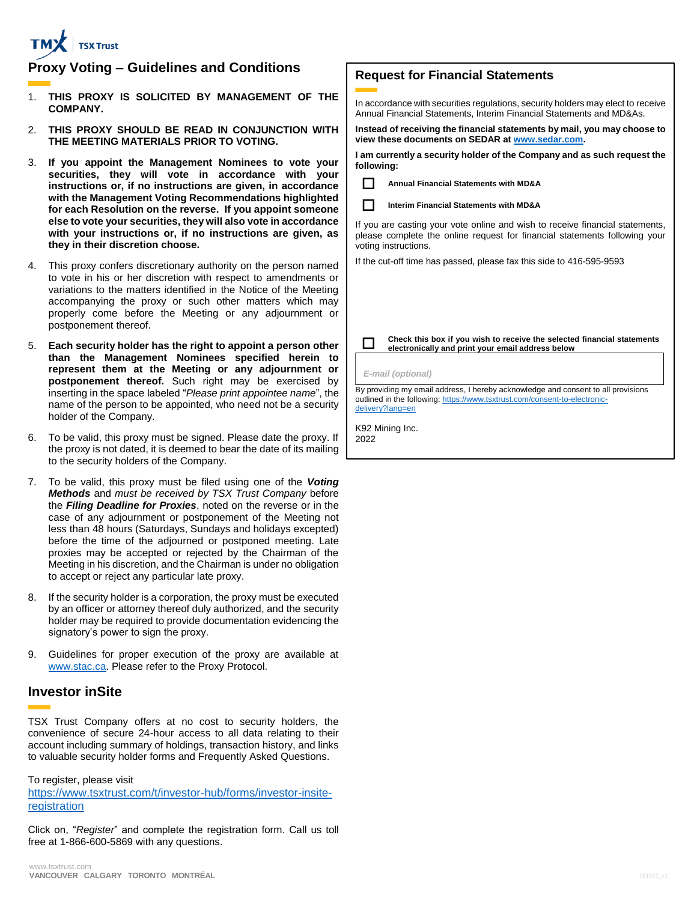TMX | TSX Trust

## Proxy Voting – Guidelines and Conditions

1. **THIS PROXY IS SOLICITED BY MANAGEMENT OF THE COMPANY.**
2. **THIS PROXY SHOULD BE READ IN CONJUNCTION WITH THE MEETING MATERIALS PRIOR TO VOTING.**
3. **If you appoint the Management Nominees to vote your securities, they will vote in accordance with your instructions or, if no instructions are given, in accordance with the Management Voting Recommendations highlighted for each Resolution on the reverse. If you appoint someone else to vote your securities, they will also vote in accordance with your instructions or, if no instructions are given, as they in their discretion choose.**
4. This proxy confers discretionary authority on the person named to vote in his or her discretion with respect to amendments or variations to the matters identified in the Notice of the Meeting accompanying the proxy or such other matters which may properly come before the Meeting or any adjournment or postponement thereof.
5. **Each security holder has the right to appoint a person other than the Management Nominees specified herein to represent them at the Meeting or any adjournment or postponement thereof.** Such right may be exercised by inserting in the space labeled "*Please print appointee name*", the name of the person to be appointed, who need not be a security holder of the Company.
6. To be valid, this proxy must be signed. Please date the proxy. If the proxy is not dated, it is deemed to bear the date of its mailing to the security holders of the Company.
7. To be valid, this proxy must be filed using one of the ***Voting Methods*** and *must be received by TSX Trust Company* before the ***Filing Deadline for Proxies***, noted on the reverse or in the case of any adjournment or postponement of the Meeting not less than 48 hours (Saturdays, Sundays and holidays excepted) before the time of the adjourned or postponed meeting. Late proxies may be accepted or rejected by the Chairman of the Meeting in his discretion, and the Chairman is under no obligation to accept or reject any particular late proxy.
8. If the security holder is a corporation, the proxy must be executed by an officer or attorney thereof duly authorized, and the security holder may be required to provide documentation evidencing the signatory's power to sign the proxy.
9. Guidelines for proper execution of the proxy are available at www.stac.ca. Please refer to the Proxy Protocol.

## Investor inSite

TSX Trust Company offers at no cost to security holders, the convenience of secure 24-hour access to all data relating to their account including summary of holdings, transaction history, and links to valuable security holder forms and Frequently Asked Questions.

To register, please visit
https://www.tsxtrust.com/t/investor-hub/forms/investor-insite-registration

Click on, "*Register*" and complete the registration form. Call us toll free at 1-866-600-5869 with any questions.

## Request for Financial Statements

In accordance with securities regulations, security holders may elect to receive Annual Financial Statements, Interim Financial Statements and MD&As.

**Instead of receiving the financial statements by mail, you may choose to view these documents on SEDAR at www.sedar.com.**

**I am currently a security holder of the Company and as such request the following:**

☐ **Annual Financial Statements with MD&A**

☐ **Interim Financial Statements with MD&A**

If you are casting your vote online and wish to receive financial statements, please complete the online request for financial statements following your voting instructions.

If the cut-off time has passed, please fax this side to 416-595-9593

☐ **Check this box if you wish to receive the selected financial statements electronically and print your email address below**

*E-mail (optional)*

By providing my email address, I hereby acknowledge and consent to all provisions outlined in the following: https://www.tsxtrust.com/consent-to-electronic-delivery?lang=en

K92 Mining Inc.
2022

www.tsxtrust.com
VANCOUVER CALGARY TORONTO MONTRÉAL